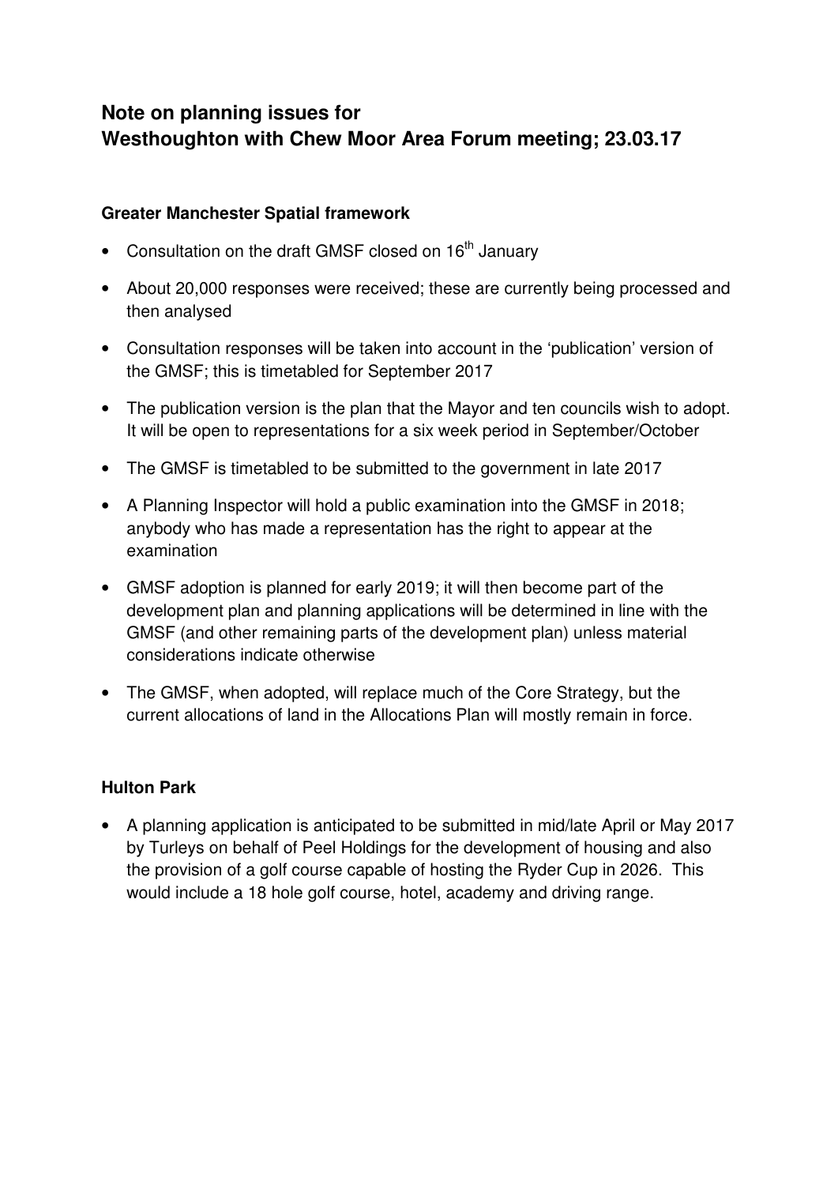# Note on planning issues for Westhoughton with Chew Moor Area Forum meeting; 23.03.17

## Greater Manchester Spatial framework

- Consultation on the draft GMSF closed on 16th January
- About 20,000 responses were received; these are currently being processed and then analysed
- Consultation responses will be taken into account in the 'publication' version of the GMSF; this is timetabled for September 2017
- The publication version is the plan that the Mayor and ten councils wish to adopt. It will be open to representations for a six week period in September/October
- The GMSF is timetabled to be submitted to the government in late 2017
- A Planning Inspector will hold a public examination into the GMSF in 2018; anybody who has made a representation has the right to appear at the examination
- GMSF adoption is planned for early 2019; it will then become part of the development plan and planning applications will be determined in line with the GMSF (and other remaining parts of the development plan) unless material considerations indicate otherwise
- The GMSF, when adopted, will replace much of the Core Strategy, but the current allocations of land in the Allocations Plan will mostly remain in force.

## Hulton Park

- A planning application is anticipated to be submitted in mid/late April or May 2017 by Turleys on behalf of Peel Holdings for the development of housing and also the provision of a golf course capable of hosting the Ryder Cup in 2026. This would include a 18 hole golf course, hotel, academy and driving range.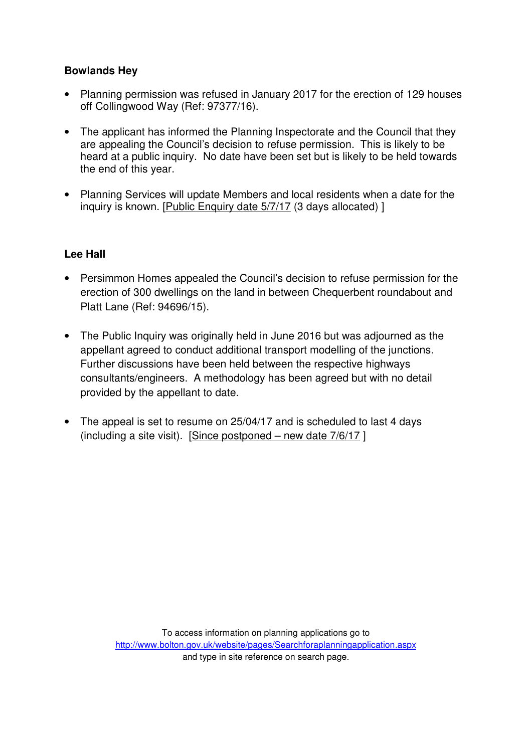**Bowlands Hey**

- Planning permission was refused in January 2017 for the erection of 129 houses off Collingwood Way (Ref: 97377/16).
- The applicant has informed the Planning Inspectorate and the Council that they are appealing the Council's decision to refuse permission. This is likely to be heard at a public inquiry. No date have been set but is likely to be held towards the end of this year.
- Planning Services will update Members and local residents when a date for the inquiry is known. [Public Enquiry date 5/7/17 (3 days allocated) ]

**Lee Hall**

- Persimmon Homes appealed the Council's decision to refuse permission for the erection of 300 dwellings on the land in between Chequerbent roundabout and Platt Lane (Ref: 94696/15).
- The Public Inquiry was originally held in June 2016 but was adjourned as the appellant agreed to conduct additional transport modelling of the junctions. Further discussions have been held between the respective highways consultants/engineers. A methodology has been agreed but with no detail provided by the appellant to date.
- The appeal is set to resume on 25/04/17 and is scheduled to last 4 days (including a site visit). [Since postponed – new date 7/6/17 ]

To access information on planning applications go to
http://www.bolton.gov.uk/website/pages/Searchforaplanningapplication.aspx
and type in site reference on search page.